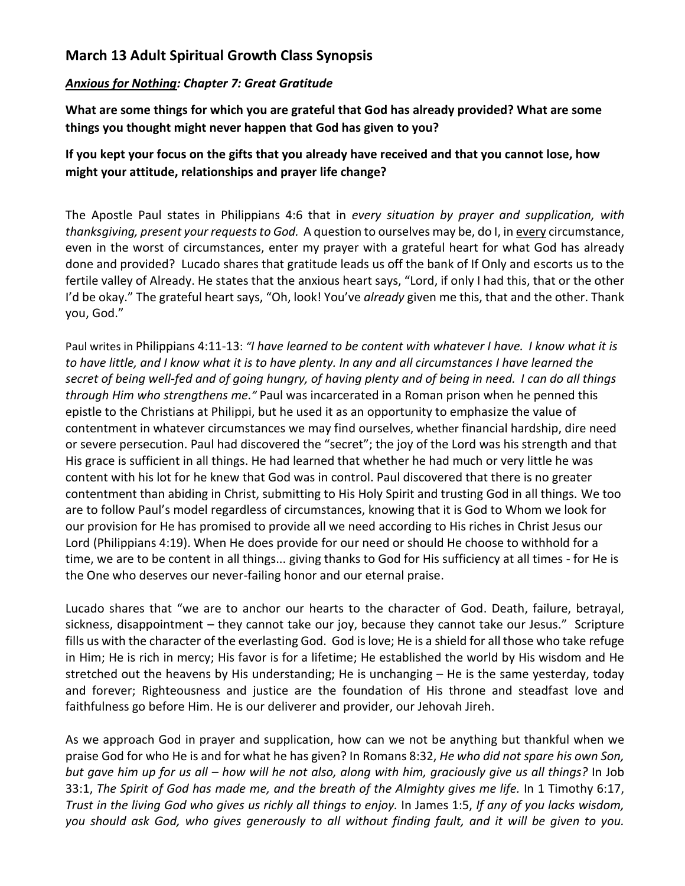## March 13 Adult Spiritual Growth Class Synopsis

### ***<u>Anxious for Nothing</u>: Chapter 7: Great Gratitude***

**What are some things for which you are grateful that God has already provided? What are some things you thought might never happen that God has given to you?**

**If you kept your focus on the gifts that you already have received and that you cannot lose, how might your attitude, relationships and prayer life change?**

The Apostle Paul states in Philippians 4:6 that in *every situation by prayer and supplication, with thanksgiving, present your requests to God.* A question to ourselves may be, do I, in <u>every</u> circumstance, even in the worst of circumstances, enter my prayer with a grateful heart for what God has already done and provided? Lucado shares that gratitude leads us off the bank of If Only and escorts us to the fertile valley of Already. He states that the anxious heart says, "Lord, if only I had this, that or the other I'd be okay." The grateful heart says, "Oh, look! You've *already* given me this, that and the other. Thank you, God."

Paul writes in Philippians 4:11-13: *"I have learned to be content with whatever I have. I know what it is to have little, and I know what it is to have plenty. In any and all circumstances I have learned the secret of being well-fed and of going hungry, of having plenty and of being in need. I can do all things through Him who strengthens me."* Paul was incarcerated in a Roman prison when he penned this epistle to the Christians at Philippi, but he used it as an opportunity to emphasize the value of contentment in whatever circumstances we may find ourselves, whether financial hardship, dire need or severe persecution. Paul had discovered the "secret"; the joy of the Lord was his strength and that His grace is sufficient in all things. He had learned that whether he had much or very little he was content with his lot for he knew that God was in control. Paul discovered that there is no greater contentment than abiding in Christ, submitting to His Holy Spirit and trusting God in all things. We too are to follow Paul's model regardless of circumstances, knowing that it is God to Whom we look for our provision for He has promised to provide all we need according to His riches in Christ Jesus our Lord (Philippians 4:19). When He does provide for our need or should He choose to withhold for a time, we are to be content in all things... giving thanks to God for His sufficiency at all times - for He is the One who deserves our never-failing honor and our eternal praise.

Lucado shares that "we are to anchor our hearts to the character of God. Death, failure, betrayal, sickness, disappointment – they cannot take our joy, because they cannot take our Jesus." Scripture fills us with the character of the everlasting God. God is love; He is a shield for all those who take refuge in Him; He is rich in mercy; His favor is for a lifetime; He established the world by His wisdom and He stretched out the heavens by His understanding; He is unchanging – He is the same yesterday, today and forever; Righteousness and justice are the foundation of His throne and steadfast love and faithfulness go before Him. He is our deliverer and provider, our Jehovah Jireh.

As we approach God in prayer and supplication, how can we not be anything but thankful when we praise God for who He is and for what he has given? In Romans 8:32, *He who did not spare his own Son, but gave him up for us all – how will he not also, along with him, graciously give us all things?* In Job 33:1, *The Spirit of God has made me, and the breath of the Almighty gives me life.* In 1 Timothy 6:17, *Trust in the living God who gives us richly all things to enjoy.* In James 1:5, *If any of you lacks wisdom, you should ask God, who gives generously to all without finding fault, and it will be given to you.*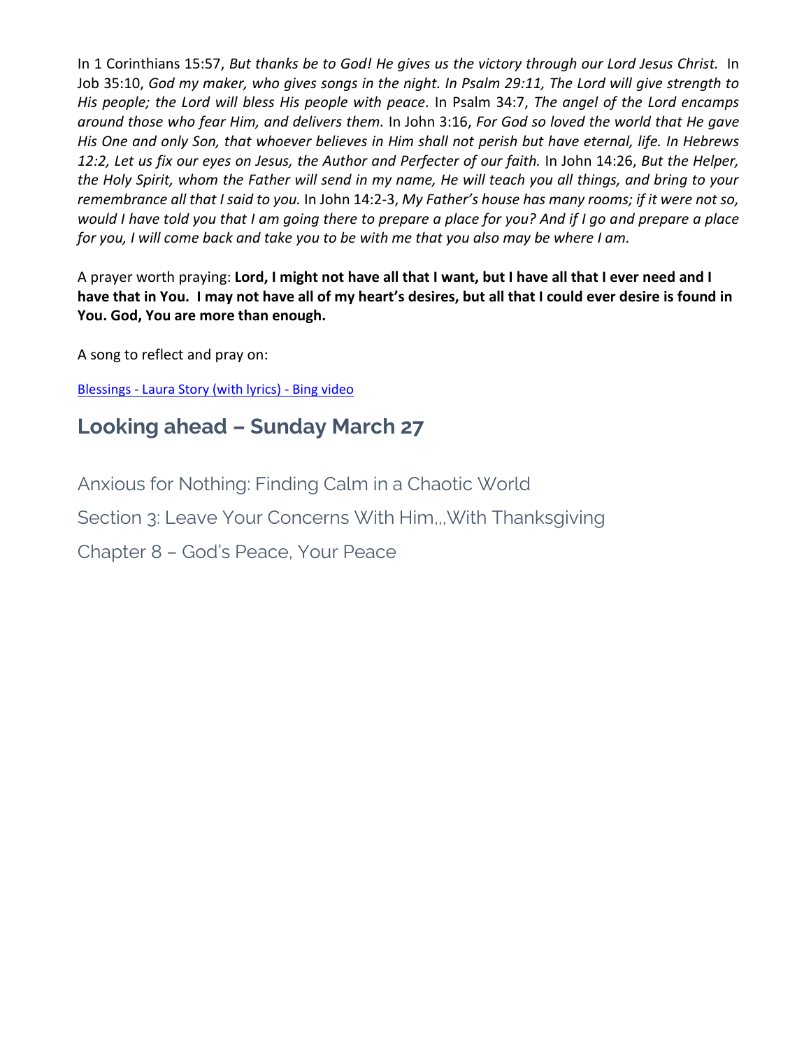In 1 Corinthians 15:57, *But thanks be to God! He gives us the victory through our Lord Jesus Christ.* In Job 35:10, *God my maker, who gives songs in the night. In Psalm 29:11, The Lord will give strength to His people; the Lord will bless His people with peace.* In Psalm 34:7, *The angel of the Lord encamps around those who fear Him, and delivers them.* In John 3:16, *For God so loved the world that He gave His One and only Son, that whoever believes in Him shall not perish but have eternal, life. In Hebrews 12:2, Let us fix our eyes on Jesus, the Author and Perfecter of our faith.* In John 14:26, *But the Helper, the Holy Spirit, whom the Father will send in my name, He will teach you all things, and bring to your remembrance all that I said to you.* In John 14:2-3, *My Father's house has many rooms; if it were not so, would I have told you that I am going there to prepare a place for you? And if I go and prepare a place for you, I will come back and take you to be with me that you also may be where I am.*

A prayer worth praying: **Lord, I might not have all that I want, but I have all that I ever need and I have that in You. I may not have all of my heart's desires, but all that I could ever desire is found in You. God, You are more than enough.**

A song to reflect and pray on:

[Blessings - Laura Story (with lyrics) - Bing video]

## Looking ahead – Sunday March 27

### Anxious for Nothing: Finding Calm in a Chaotic World

### Section 3: Leave Your Concerns With Him,,,With Thanksgiving

### Chapter 8 – God's Peace, Your Peace